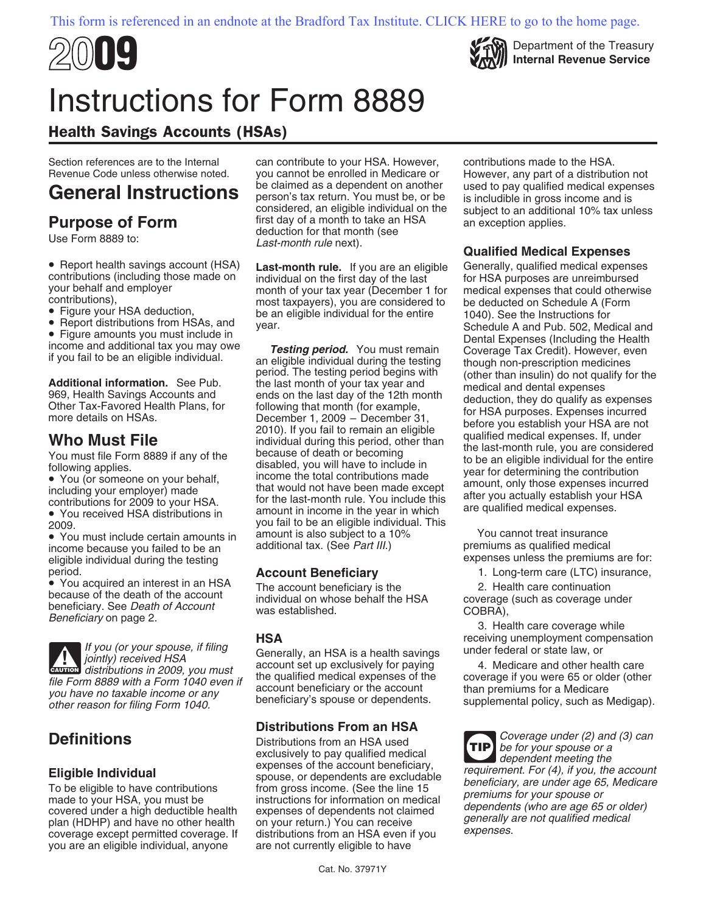This form is referenced in an endnote at the Bradford Tax Institute. CLICK HERE to go to the home page.

**2009**

Department of the Treasury
**Internal Revenue Service**

# Instructions for Form 8889

## Health Savings Accounts (HSAs)

Section references are to the Internal Revenue Code unless otherwise noted.

# General Instructions

## Purpose of Form

Use Form 8889 to:

- Report health savings account (HSA) contributions (including those made on your behalf and employer contributions),
- Figure your HSA deduction,
- Report distributions from HSAs, and
- Figure amounts you must include in income and additional tax you may owe if you fail to be an eligible individual.

**Additional information.** See Pub. 969, Health Savings Accounts and Other Tax-Favored Health Plans, for more details on HSAs.

## Who Must File

You must file Form 8889 if any of the following applies.

- You (or someone on your behalf, including your employer) made contributions for 2009 to your HSA.
- You received HSA distributions in 2009.
- You must include certain amounts in income because you failed to be an eligible individual during the testing period.
- You acquired an interest in an HSA because of the death of the account beneficiary. See *Death of Account Beneficiary* on page 2.

**CAUTION:** *If you (or your spouse, if filing jointly) received HSA distributions in 2009, you must file Form 8889 with a Form 1040 even if you have no taxable income or any other reason for filing Form 1040.*

# Definitions

## Eligible Individual

To be eligible to have contributions made to your HSA, you must be covered under a high deductible health plan (HDHP) and have no other health coverage except permitted coverage. If you are an eligible individual, anyone can contribute to your HSA. However, you cannot be enrolled in Medicare or be claimed as a dependent on another person's tax return. You must be, or be considered, an eligible individual on the first day of a month to take an HSA deduction for that month (see *Last-month rule* next).

**Last-month rule.** If you are an eligible individual on the first day of the last month of your tax year (December 1 for most taxpayers), you are considered to be an eligible individual for the entire year.

***Testing period.*** You must remain an eligible individual during the testing period. The testing period begins with the last month of your tax year and ends on the last day of the 12th month following that month (for example, December 1, 2009 – December 31, 2010). If you fail to remain an eligible individual during this period, other than because of death or becoming disabled, you will have to include in income the total contributions made that would not have been made except for the last-month rule. You include this amount in income in the year in which you fail to be an eligible individual. This amount is also subject to a 10% additional tax. (See *Part III*.)

## Account Beneficiary

The account beneficiary is the individual on whose behalf the HSA was established.

## HSA

Generally, an HSA is a health savings account set up exclusively for paying the qualified medical expenses of the account beneficiary or the account beneficiary's spouse or dependents.

## Distributions From an HSA

Distributions from an HSA used exclusively to pay qualified medical expenses of the account beneficiary, spouse, or dependents are excludable from gross income. (See the line 15 instructions for information on medical expenses of dependents not claimed on your return.) You can receive distributions from an HSA even if you are not currently eligible to have contributions made to the HSA. However, any part of a distribution not used to pay qualified medical expenses is includible in gross income and is subject to an additional 10% tax unless an exception applies.

## Qualified Medical Expenses

Generally, qualified medical expenses for HSA purposes are unreimbursed medical expenses that could otherwise be deducted on Schedule A (Form 1040). See the Instructions for Schedule A and Pub. 502, Medical and Dental Expenses (Including the Health Coverage Tax Credit). However, even though non-prescription medicines (other than insulin) do not qualify for the medical and dental expenses deduction, they do qualify as expenses for HSA purposes. Expenses incurred before you establish your HSA are not qualified medical expenses. If, under the last-month rule, you are considered to be an eligible individual for the entire year for determining the contribution amount, only those expenses incurred after you actually establish your HSA are qualified medical expenses.

You cannot treat insurance premiums as qualified medical expenses unless the premiums are for:

1. Long-term care (LTC) insurance,
2. Health care continuation coverage (such as coverage under COBRA),
3. Health care coverage while receiving unemployment compensation under federal or state law, or
4. Medicare and other health care coverage if you were 65 or older (other than premiums for a Medicare supplemental policy, such as Medigap).

**TIP:** *Coverage under (2) and (3) can be for your spouse or a dependent meeting the requirement. For (4), if you, the account beneficiary, are under age 65, Medicare premiums for your spouse or dependents (who are age 65 or older) generally are not qualified medical expenses.*

Cat. No. 37971Y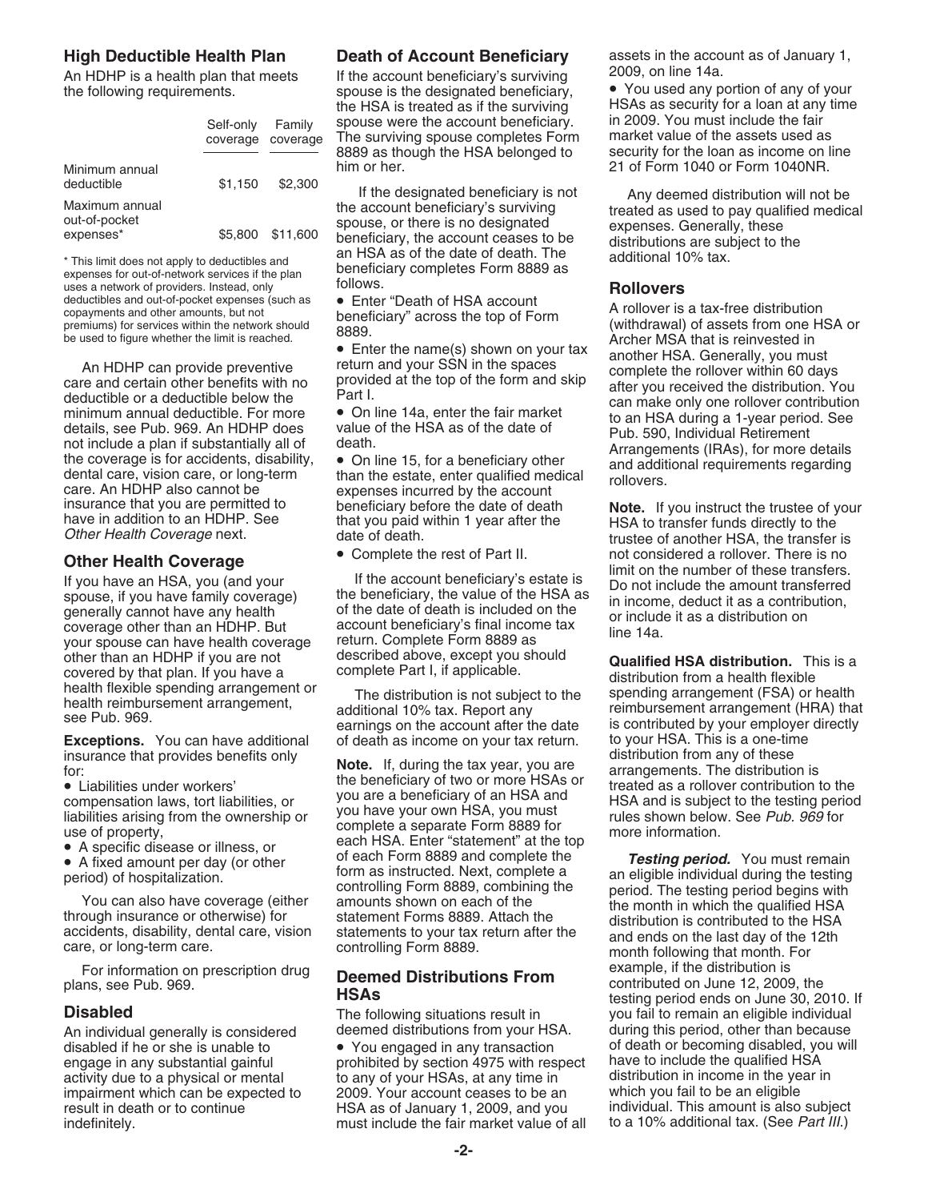## High Deductible Health Plan

An HDHP is a health plan that meets the following requirements.

| | Self-only coverage | Family coverage |
|---|---|---|
| Minimum annual deductible | $1,150 | $2,300 |
| Maximum annual out-of-pocket expenses* | $5,800 | $11,600 |

\* This limit does not apply to deductibles and expenses for out-of-network services if the plan uses a network of providers. Instead, only deductibles and out-of-pocket expenses (such as copayments and other amounts, but not premiums) for services within the network should be used to figure whether the limit is reached.

An HDHP can provide preventive care and certain other benefits with no deductible or a deductible below the minimum annual deductible. For more details, see Pub. 969. An HDHP does not include a plan if substantially all of the coverage is for accidents, disability, dental care, vision care, or long-term care. An HDHP also cannot be insurance that you are permitted to have in addition to an HDHP. See *Other Health Coverage* next.

## Other Health Coverage

If you have an HSA, you (and your spouse, if you have family coverage) generally cannot have any health coverage other than an HDHP. But your spouse can have health coverage other than an HDHP if you are not covered by that plan. If you have a health flexible spending arrangement or health reimbursement arrangement, see Pub. 969.

**Exceptions.** You can have additional insurance that provides benefits only for:

- Liabilities under workers' compensation laws, tort liabilities, or liabilities arising from the ownership or use of property,
- A specific disease or illness, or
- A fixed amount per day (or other period) of hospitalization.

You can also have coverage (either through insurance or otherwise) for accidents, disability, dental care, vision care, or long-term care.

For information on prescription drug plans, see Pub. 969.

## Disabled

An individual generally is considered disabled if he or she is unable to engage in any substantial gainful activity due to a physical or mental impairment which can be expected to result in death or to continue indefinitely.

## Death of Account Beneficiary

If the account beneficiary's surviving spouse is the designated beneficiary, the HSA is treated as if the surviving spouse were the account beneficiary. The surviving spouse completes Form 8889 as though the HSA belonged to him or her.

If the designated beneficiary is not the account beneficiary's surviving spouse, or there is no designated beneficiary, the account ceases to be an HSA as of the date of death. The beneficiary completes Form 8889 as follows.

- Enter "Death of HSA account beneficiary" across the top of Form 8889.
- Enter the name(s) shown on your tax return and your SSN in the spaces provided at the top of the form and skip Part I.
- On line 14a, enter the fair market value of the HSA as of the date of death.
- On line 15, for a beneficiary other than the estate, enter qualified medical expenses incurred by the account beneficiary before the date of death that you paid within 1 year after the date of death.
- Complete the rest of Part II.

If the account beneficiary's estate is the beneficiary, the value of the HSA as of the date of death is included on the account beneficiary's final income tax return. Complete Form 8889 as described above, except you should complete Part I, if applicable.

The distribution is not subject to the additional 10% tax. Report any earnings on the account after the date of death as income on your tax return.

**Note.** If, during the tax year, you are the beneficiary of two or more HSAs or you are a beneficiary of an HSA and you have your own HSA, you must complete a separate Form 8889 for each HSA. Enter "statement" at the top of each Form 8889 and complete the form as instructed. Next, complete a controlling Form 8889, combining the amounts shown on each of the statement Forms 8889. Attach the statements to your tax return after the controlling Form 8889.

## Deemed Distributions From HSAs

The following situations result in deemed distributions from your HSA.

- You engaged in any transaction prohibited by section 4975 with respect to any of your HSAs, at any time in 2009. Your account ceases to be an HSA as of January 1, 2009, and you must include the fair market value of all assets in the account as of January 1, 2009, on line 14a.
- You used any portion of any of your HSAs as security for a loan at any time in 2009. You must include the fair market value of the assets used as security for the loan as income on line 21 of Form 1040 or Form 1040NR.

Any deemed distribution will not be treated as used to pay qualified medical expenses. Generally, these distributions are subject to the additional 10% tax.

## Rollovers

A rollover is a tax-free distribution (withdrawal) of assets from one HSA or Archer MSA that is reinvested in another HSA. Generally, you must complete the rollover within 60 days after you received the distribution. You can make only one rollover contribution to an HSA during a 1-year period. See Pub. 590, Individual Retirement Arrangements (IRAs), for more details and additional requirements regarding rollovers.

**Note.** If you instruct the trustee of your HSA to transfer funds directly to the trustee of another HSA, the transfer is not considered a rollover. There is no limit on the number of these transfers. Do not include the amount transferred in income, deduct it as a contribution, or include it as a distribution on line 14a.

**Qualified HSA distribution.** This is a distribution from a health flexible spending arrangement (FSA) or health reimbursement arrangement (HRA) that is contributed by your employer directly to your HSA. This is a one-time distribution from any of these arrangements. The distribution is treated as a rollover contribution to the HSA and is subject to the testing period rules shown below. See *Pub. 969* for more information.

***Testing period.*** You must remain an eligible individual during the testing period. The testing period begins with the month in which the qualified HSA distribution is contributed to the HSA and ends on the last day of the 12th month following that month. For example, if the distribution is contributed on June 12, 2009, the testing period ends on June 30, 2010. If you fail to remain an eligible individual during this period, other than because of death or becoming disabled, you will have to include the qualified HSA distribution in income in the year in which you fail to be an eligible individual. This amount is also subject to a 10% additional tax. (See *Part III.*)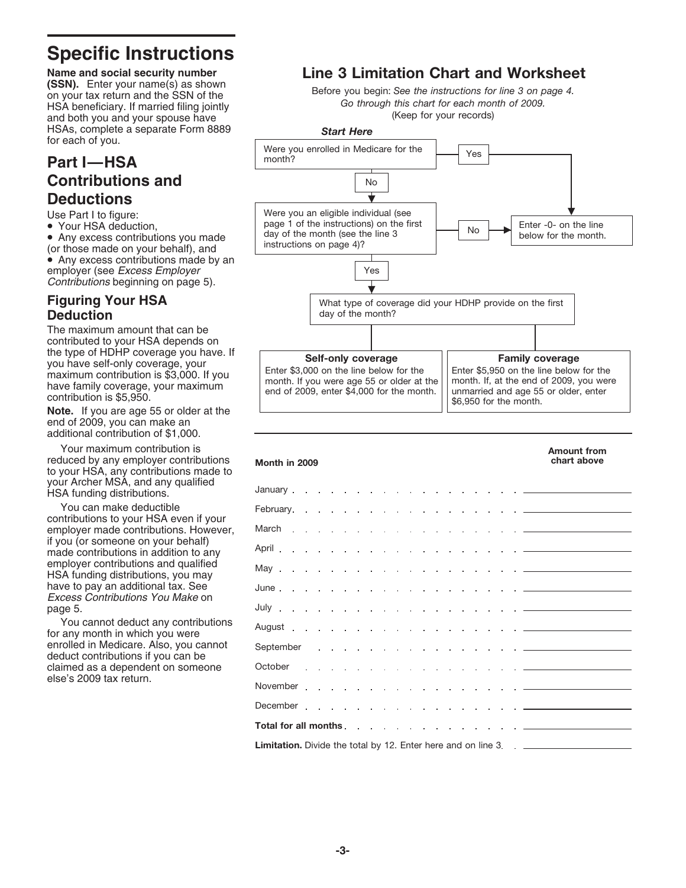# Specific Instructions

**Name and social security number (SSN).** Enter your name(s) as shown on your tax return and the SSN of the HSA beneficiary. If married filing jointly and both you and your spouse have HSAs, complete a separate Form 8889 for each of you.

## Part I—HSA Contributions and Deductions

Use Part I to figure:

- Your HSA deduction,
- Any excess contributions you made (or those made on your behalf), and
- Any excess contributions made by an employer (see *Excess Employer Contributions* beginning on page 5).

### Figuring Your HSA Deduction

The maximum amount that can be contributed to your HSA depends on the type of HDHP coverage you have. If you have self-only coverage, your maximum contribution is $3,000. If you have family coverage, your maximum contribution is $5,950.

**Note.** If you are age 55 or older at the end of 2009, you can make an additional contribution of $1,000.

Your maximum contribution is reduced by any employer contributions to your HSA, any contributions made to your Archer MSA, and any qualified HSA funding distributions.

You can make deductible contributions to your HSA even if your employer made contributions. However, if you (or someone on your behalf) made contributions in addition to any employer contributions and qualified HSA funding distributions, you may have to pay an additional tax. See *Excess Contributions You Make* on page 5.

You cannot deduct any contributions for any month in which you were enrolled in Medicare. Also, you cannot deduct contributions if you can be claimed as a dependent on someone else's 2009 tax return.

## Line 3 Limitation Chart and Worksheet

Before you begin: *See the instructions for line 3 on page 4.*
*Go through this chart for each month of 2009.*
(Keep for your records)

***Start Here***

- Were you enrolled in Medicare for the month?
  - **Yes** → Enter -0- on the line below for the month.
  - **No** → Were you an eligible individual (see page 1 of the instructions) on the first day of the month (see the line 3 instructions on page 4)?
    - **No** → Enter -0- on the line below for the month.
    - **Yes** → What type of coverage did your HDHP provide on the first day of the month?
      - **Self-only coverage:** Enter $3,000 on the line below for the month. If you were age 55 or older at the end of 2009, enter $4,000 for the month.
      - **Family coverage:** Enter $5,950 on the line below for the month. If, at the end of 2009, you were unmarried and age 55 or older, enter $6,950 for the month.

| Month in 2009 | Amount from chart above |
|---|---|
| January | |
| February | |
| March | |
| April | |
| May | |
| June | |
| July | |
| August | |
| September | |
| October | |
| November | |
| December | |
| **Total for all months** | |
| **Limitation.** Divide the total by 12. Enter here and on line 3 | |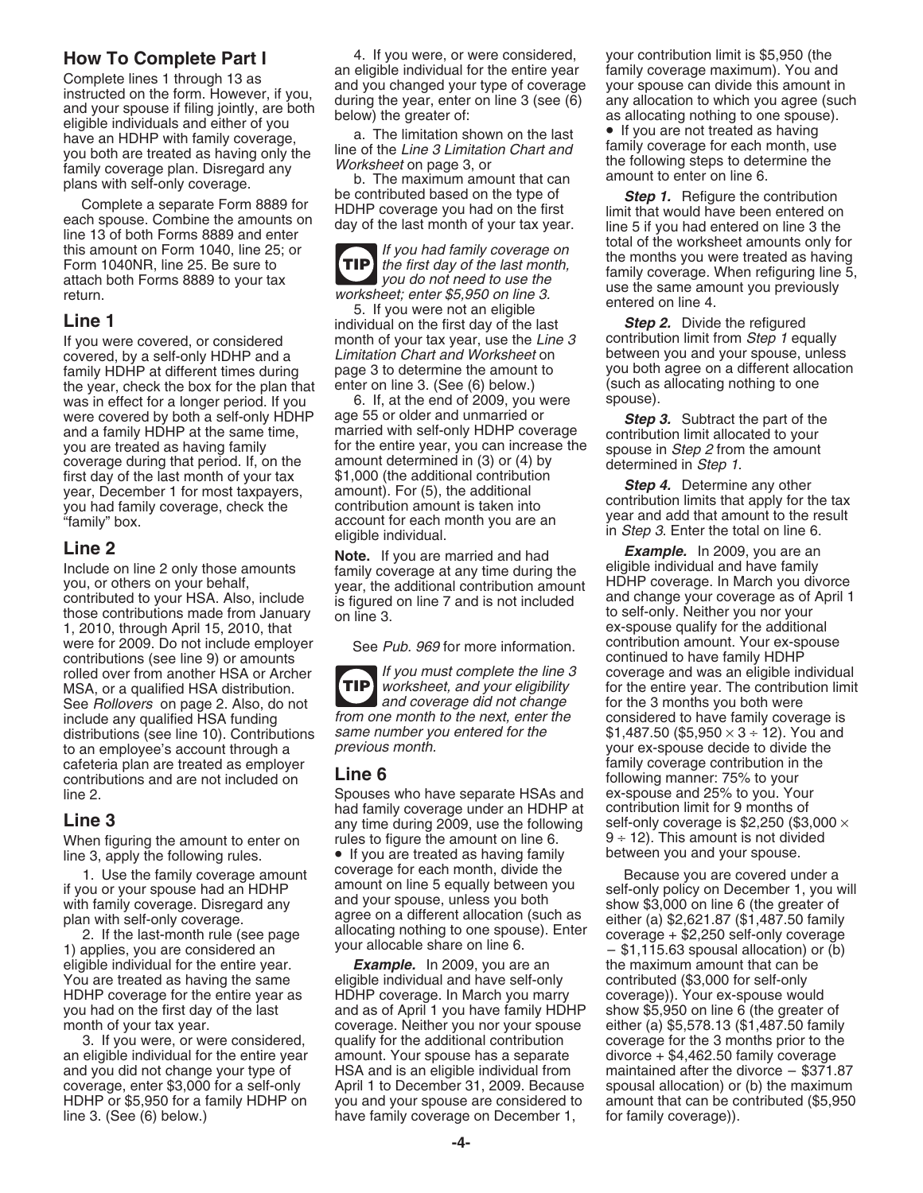## How To Complete Part I

Complete lines 1 through 13 as instructed on the form. However, if you, and your spouse if filing jointly, are both eligible individuals and either of you have an HDHP with family coverage, you both are treated as having only the family coverage plan. Disregard any plans with self-only coverage.

Complete a separate Form 8889 for each spouse. Combine the amounts on line 13 of both Forms 8889 and enter this amount on Form 1040, line 25; or Form 1040NR, line 25. Be sure to attach both Forms 8889 to your tax return.

### Line 1

If you were covered, or considered covered, by a self-only HDHP and a family HDHP at different times during the year, check the box for the plan that was in effect for a longer period. If you were covered by both a self-only HDHP and a family HDHP at the same time, you are treated as having family coverage during that period. If, on the first day of the last month of your tax year, December 1 for most taxpayers, you had family coverage, check the "family" box.

### Line 2

Include on line 2 only those amounts you, or others on your behalf, contributed to your HSA. Also, include those contributions made from January 1, 2010, through April 15, 2010, that were for 2009. Do not include employer contributions (see line 9) or amounts rolled over from another HSA or Archer MSA, or a qualified HSA distribution. See *Rollovers* on page 2. Also, do not include any qualified HSA funding distributions (see line 10). Contributions to an employee's account through a cafeteria plan are treated as employer contributions and are not included on line 2.

### Line 3

When figuring the amount to enter on line 3, apply the following rules.

1. Use the family coverage amount if you or your spouse had an HDHP with family coverage. Disregard any plan with self-only coverage.

2. If the last-month rule (see page 1) applies, you are considered an eligible individual for the entire year. You are treated as having the same HDHP coverage for the entire year as you had on the first day of the last month of your tax year.

3. If you were, or were considered, an eligible individual for the entire year and you did not change your type of coverage, enter $3,000 for a self-only HDHP or $5,950 for a family HDHP on line 3. (See (6) below.)

4. If you were, or were considered, an eligible individual for the entire year and you changed your type of coverage during the year, enter on line 3 (see (6) below) the greater of:

a. The limitation shown on the last line of the *Line 3 Limitation Chart and Worksheet* on page 3, or

b. The maximum amount that can be contributed based on the type of HDHP coverage you had on the first day of the last month of your tax year.

**TIP** *If you had family coverage on the first day of the last month, you do not need to use the worksheet; enter $5,950 on line 3.*

5. If you were not an eligible individual on the first day of the last month of your tax year, use the *Line 3 Limitation Chart and Worksheet* on page 3 to determine the amount to enter on line 3. (See (6) below.)

6. If, at the end of 2009, you were age 55 or older and unmarried or married with self-only HDHP coverage for the entire year, you can increase the amount determined in (3) or (4) by $1,000 (the additional contribution amount). For (5), the additional contribution amount is taken into account for each month you are an eligible individual.

**Note.** If you are married and had family coverage at any time during the year, the additional contribution amount is figured on line 7 and is not included on line 3.

See *Pub. 969* for more information.

**TIP** *If you must complete the line 3 worksheet, and your eligibility and coverage did not change from one month to the next, enter the same number you entered for the previous month.*

### Line 6

Spouses who have separate HSAs and had family coverage under an HDHP at any time during 2009, use the following rules to figure the amount on line 6.

- If you are treated as having family coverage for each month, divide the amount on line 5 equally between you and your spouse, unless you both agree on a different allocation (such as allocating nothing to one spouse). Enter your allocable share on line 6.

***Example.*** In 2009, you are an eligible individual and have self-only HDHP coverage. In March you marry and as of April 1 you have family HDHP coverage. Neither you nor your spouse qualify for the additional contribution amount. Your spouse has a separate HSA and is an eligible individual from April 1 to December 31, 2009. Because you and your spouse are considered to have family coverage on December 1, your contribution limit is $5,950 (the family coverage maximum). You and your spouse can divide this amount in any allocation to which you agree (such as allocating nothing to one spouse).

- If you are not treated as having family coverage for each month, use the following steps to determine the amount to enter on line 6.

***Step 1.*** Refigure the contribution limit that would have been entered on line 5 if you had entered on line 3 the total of the worksheet amounts only for the months you were treated as having family coverage. When refiguring line 5, use the same amount you previously entered on line 4.

***Step 2.*** Divide the refigured contribution limit from *Step 1* equally between you and your spouse, unless you both agree on a different allocation (such as allocating nothing to one spouse).

***Step 3.*** Subtract the part of the contribution limit allocated to your spouse in *Step 2* from the amount determined in *Step 1*.

***Step 4.*** Determine any other contribution limits that apply for the tax year and add that amount to the result in *Step 3*. Enter the total on line 6.

***Example.*** In 2009, you are an eligible individual and have family HDHP coverage. In March you divorce and change your coverage as of April 1 to self-only. Neither you nor your ex-spouse qualify for the additional contribution amount. Your ex-spouse continued to have family HDHP coverage and was an eligible individual for the entire year. The contribution limit for the 3 months you both were considered to have family coverage is $1,487.50 ($\$5{,}950 \times 3 \div 12$). You and your ex-spouse decide to divide the family coverage contribution in the following manner: 75% to your ex-spouse and 25% to you. Your contribution limit for 9 months of self-only coverage is $2,250 ($\$3{,}000 \times 9 \div 12$). This amount is not divided between you and your spouse.

Because you are covered under a self-only policy on December 1, you will show $3,000 on line 6 (the greater of either (a) $2,621.87 ($1,487.50 family coverage + $2,250 self-only coverage − $1,115.63 spousal allocation) or (b) the maximum amount that can be contributed ($3,000 for self-only coverage)). Your ex-spouse would show $5,950 on line 6 (the greater of either (a) $5,578.13 ($1,487.50 family coverage for the 3 months prior to the divorce + $4,462.50 family coverage maintained after the divorce − $371.87 spousal allocation) or (b) the maximum amount that can be contributed ($5,950 for family coverage)).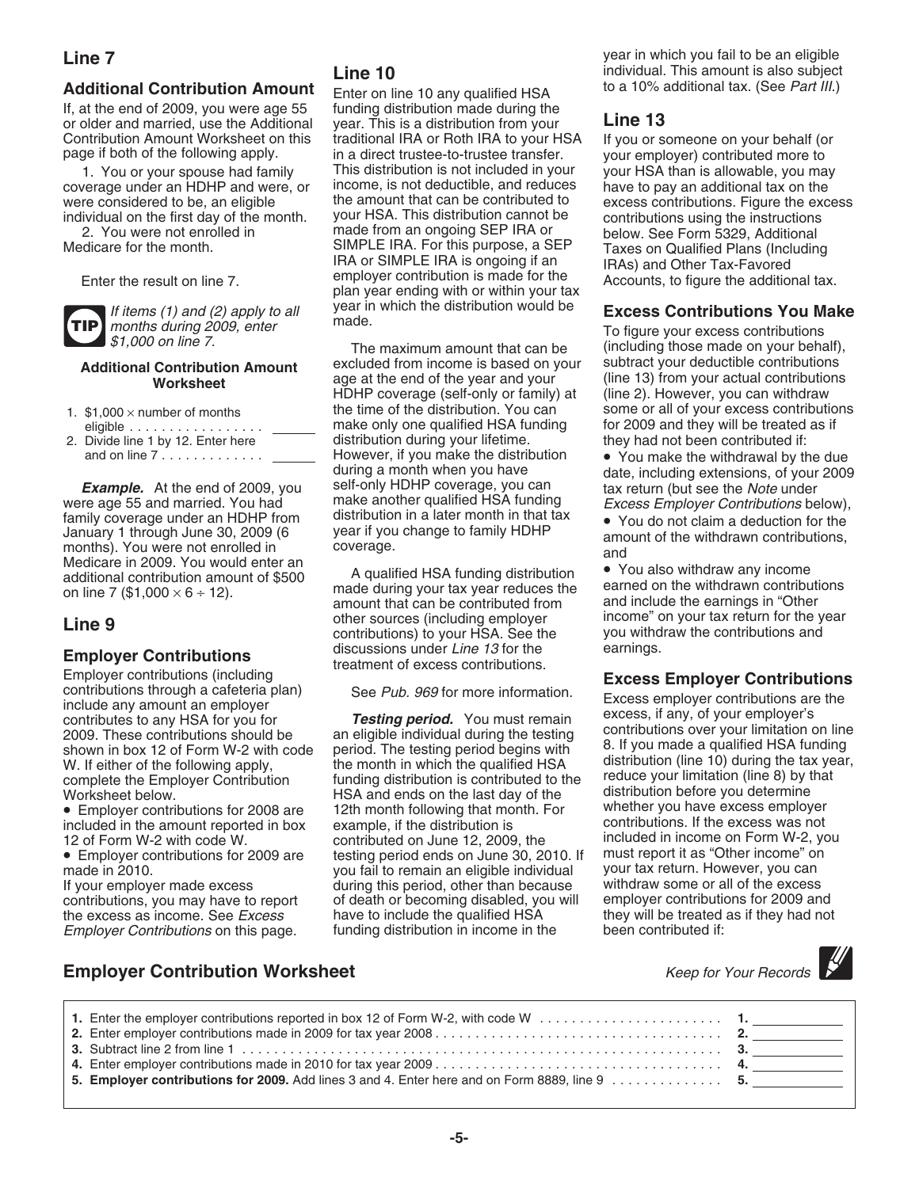## Line 7

### Additional Contribution Amount

If, at the end of 2009, you were age 55 or older and married, use the Additional Contribution Amount Worksheet on this page if both of the following apply.

1. You or your spouse had family coverage under an HDHP and were, or were considered to be, an eligible individual on the first day of the month.
2. You were not enrolled in Medicare for the month.

Enter the result on line 7.

**TIP** *If items (1) and (2) apply to all months during 2009, enter $1,000 on line 7.*

**Additional Contribution Amount Worksheet**

1. $1,000 × number of months eligible . . . . . . . . . . . . . . . . . ______
2. Divide line 1 by 12. Enter here and on line 7 . . . . . . . . . . . . ______

***Example.*** At the end of 2009, you were age 55 and married. You had family coverage under an HDHP from January 1 through June 30, 2009 (6 months). You were not enrolled in Medicare in 2009. You would enter an additional contribution amount of $500 on line 7 ($1,000 × 6 ÷ 12).

## Line 9

### Employer Contributions

Employer contributions (including contributions through a cafeteria plan) include any amount an employer contributes to any HSA for you for 2009. These contributions should be shown in box 12 of Form W-2 with code W. If either of the following apply, complete the Employer Contribution Worksheet below.

- Employer contributions for 2008 are included in the amount reported in box 12 of Form W-2 with code W.
- Employer contributions for 2009 are made in 2010.

If your employer made excess contributions, you may have to report the excess as income. See *Excess Employer Contributions* on this page.

## Line 10

Enter on line 10 any qualified HSA funding distribution made during the year. This is a distribution from your traditional IRA or Roth IRA to your HSA in a direct trustee-to-trustee transfer. This distribution is not included in your income, is not deductible, and reduces the amount that can be contributed to your HSA. This distribution cannot be made from an ongoing SEP IRA or SIMPLE IRA. For this purpose, a SEP IRA or SIMPLE IRA is ongoing if an employer contribution is made for the plan year ending with or within your tax year in which the distribution would be made.

The maximum amount that can be excluded from income is based on your age at the end of the year and your HDHP coverage (self-only or family) at the time of the distribution. You can make only one qualified HSA funding distribution during your lifetime. However, if you make the distribution during a month when you have self-only HDHP coverage, you can make another qualified HSA funding distribution in a later month in that tax year if you change to family HDHP coverage.

A qualified HSA funding distribution made during your tax year reduces the amount that can be contributed from other sources (including employer contributions) to your HSA. See the discussions under *Line 13* for the treatment of excess contributions.

See *Pub. 969* for more information.

***Testing period.*** You must remain an eligible individual during the testing period. The testing period begins with the month in which the qualified HSA funding distribution is contributed to the HSA and ends on the last day of the 12th month following that month. For example, if the distribution is contributed on June 12, 2009, the testing period ends on June 30, 2010. If you fail to remain an eligible individual during this period, other than because of death or becoming disabled, you will have to include the qualified HSA funding distribution in income in the year in which you fail to be an eligible individual. This amount is also subject to a 10% additional tax. (See *Part III.*)

## Line 13

If you or someone on your behalf (or your employer) contributed more to your HSA than is allowable, you may have to pay an additional tax on the excess contributions. Figure the excess contributions using the instructions below. See Form 5329, Additional Taxes on Qualified Plans (Including IRAs) and Other Tax-Favored Accounts, to figure the additional tax.

### Excess Contributions You Make

To figure your excess contributions (including those made on your behalf), subtract your deductible contributions (line 13) from your actual contributions (line 2). However, you can withdraw some or all of your excess contributions for 2009 and they will be treated as if they had not been contributed if:

- You make the withdrawal by the due date, including extensions, of your 2009 tax return (but see the *Note* under *Excess Employer Contributions* below),
- You do not claim a deduction for the amount of the withdrawn contributions, and
- You also withdraw any income earned on the withdrawn contributions and include the earnings in "Other income" on your tax return for the year you withdraw the contributions and earnings.

### Excess Employer Contributions

Excess employer contributions are the excess, if any, of your employer's contributions over your limitation on line 8. If you made a qualified HSA funding distribution (line 10) during the tax year, reduce your limitation (line 8) by that distribution before you determine whether you have excess employer contributions. If the excess was not included in income on Form W-2, you must report it as "Other income" on your tax return. However, you can withdraw some or all of the excess employer contributions for 2009 and they will be treated as if they had not been contributed if:

## Employer Contribution Worksheet

*Keep for Your Records*

1. Enter the employer contributions reported in box 12 of Form W-2, with code W . . . . . . . . . . . . . . . . . . . . . . . **1.** ______
2. Enter employer contributions made in 2009 for tax year 2008 . . . . . . . . . . . . . . . . . . . . . . . . . . . . . . . . . . . . **2.** ______
3. Subtract line 2 from line 1 . . . . . . . . . . . . . . . . . . . . . . . . . . . . . . . . . . . . . . . . . . . . . . . . . . . . . . . . . . . **3.** ______
4. Enter employer contributions made in 2010 for tax year 2009 . . . . . . . . . . . . . . . . . . . . . . . . . . . . . . . . . . . . **4.** ______
5. **Employer contributions for 2009.** Add lines 3 and 4. Enter here and on Form 8889, line 9 . . . . . . . . . . . . . . **5.** ______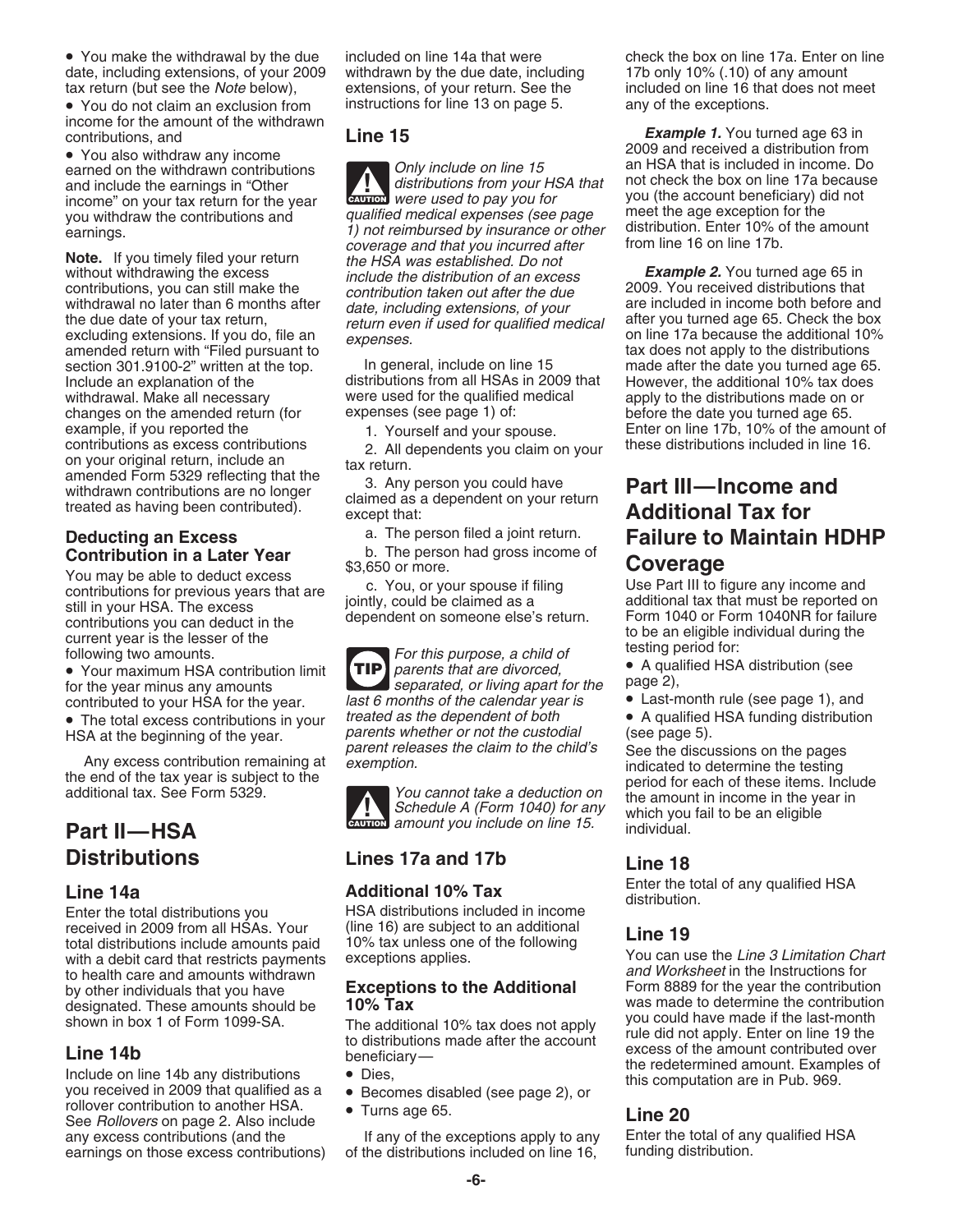- You make the withdrawal by the due date, including extensions, of your 2009 tax return (but see the *Note* below),
- You do not claim an exclusion from income for the amount of the withdrawn contributions, and
- You also withdraw any income earned on the withdrawn contributions and include the earnings in "Other income" on your tax return for the year you withdraw the contributions and earnings.

**Note.** If you timely filed your return without withdrawing the excess contributions, you can still make the withdrawal no later than 6 months after the due date of your tax return, excluding extensions. If you do, file an amended return with "Filed pursuant to section 301.9100-2" written at the top. Include an explanation of the withdrawal. Make all necessary changes on the amended return (for example, if you reported the contributions as excess contributions on your original return, include an amended Form 5329 reflecting that the withdrawn contributions are no longer treated as having been contributed).

### Deducting an Excess Contribution in a Later Year

You may be able to deduct excess contributions for previous years that are still in your HSA. The excess contributions you can deduct in the current year is the lesser of the following two amounts.

- Your maximum HSA contribution limit for the year minus any amounts contributed to your HSA for the year.
- The total excess contributions in your HSA at the beginning of the year.

Any excess contribution remaining at the end of the tax year is subject to the additional tax. See Form 5329.

## Part II—HSA Distributions

### Line 14a

Enter the total distributions you received in 2009 from all HSAs. Your total distributions include amounts paid with a debit card that restricts payments to health care and amounts withdrawn by other individuals that you have designated. These amounts should be shown in box 1 of Form 1099-SA.

### Line 14b

Include on line 14b any distributions you received in 2009 that qualified as a rollover contribution to another HSA. See *Rollovers* on page 2. Also include any excess contributions (and the earnings on those excess contributions) included on line 14a that were withdrawn by the due date, including extensions, of your return. See the instructions for line 13 on page 5.

### Line 15

**CAUTION** *Only include on line 15 distributions from your HSA that were used to pay you for qualified medical expenses (see page 1) not reimbursed by insurance or other coverage and that you incurred after the HSA was established. Do not include the distribution of an excess contribution taken out after the due date, including extensions, of your return even if used for qualified medical expenses.*

In general, include on line 15 distributions from all HSAs in 2009 that were used for the qualified medical expenses (see page 1) of:

1. Yourself and your spouse.
2. All dependents you claim on your tax return.
3. Any person you could have claimed as a dependent on your return except that:
   a. The person filed a joint return.
   b. The person had gross income of $3,650 or more.
   c. You, or your spouse if filing jointly, could be claimed as a dependent on someone else's return.

**TIP** *For this purpose, a child of parents that are divorced, separated, or living apart for the last 6 months of the calendar year is treated as the dependent of both parents whether or not the custodial parent releases the claim to the child's exemption.*

**CAUTION** *You cannot take a deduction on Schedule A (Form 1040) for any amount you include on line 15.*

### Lines 17a and 17b

#### Additional 10% Tax

HSA distributions included in income (line 16) are subject to an additional 10% tax unless one of the following exceptions applies.

#### Exceptions to the Additional 10% Tax

The additional 10% tax does not apply to distributions made after the account beneficiary—

- Dies,
- Becomes disabled (see page 2), or
- Turns age 65.

If any of the exceptions apply to any of the distributions included on line 16, check the box on line 17a. Enter on line 17b only 10% (.10) of any amount included on line 16 that does not meet any of the exceptions.

***Example 1.*** You turned age 63 in 2009 and received a distribution from an HSA that is included in income. Do not check the box on line 17a because you (the account beneficiary) did not meet the age exception for the distribution. Enter 10% of the amount from line 16 on line 17b.

***Example 2.*** You turned age 65 in 2009. You received distributions that are included in income both before and after you turned age 65. Check the box on line 17a because the additional 10% tax does not apply to the distributions made after the date you turned age 65. However, the additional 10% tax does apply to the distributions made on or before the date you turned age 65. Enter on line 17b, 10% of the amount of these distributions included in line 16.

## Part III—Income and Additional Tax for Failure to Maintain HDHP Coverage

Use Part III to figure any income and additional tax that must be reported on Form 1040 or Form 1040NR for failure to be an eligible individual during the testing period for:

- A qualified HSA distribution (see page 2),
- Last-month rule (see page 1), and
- A qualified HSA funding distribution (see page 5).

See the discussions on the pages indicated to determine the testing period for each of these items. Include the amount in income in the year in which you fail to be an eligible individual.

### Line 18

Enter the total of any qualified HSA distribution.

### Line 19

You can use the *Line 3 Limitation Chart and Worksheet* in the Instructions for Form 8889 for the year the contribution was made to determine the contribution you could have made if the last-month rule did not apply. Enter on line 19 the excess of the amount contributed over the redetermined amount. Examples of this computation are in Pub. 969.

### Line 20

Enter the total of any qualified HSA funding distribution.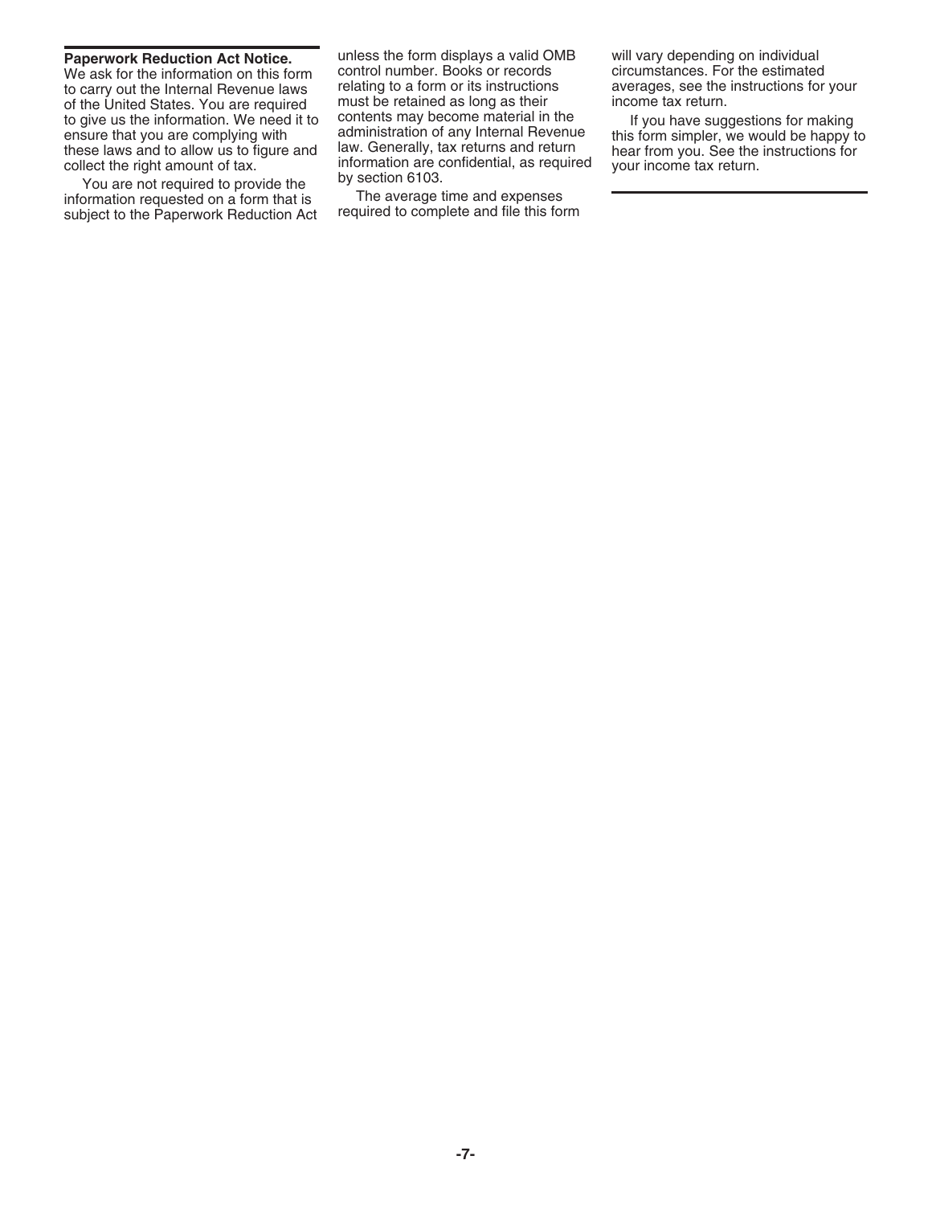**Paperwork Reduction Act Notice.** We ask for the information on this form to carry out the Internal Revenue laws of the United States. You are required to give us the information. We need it to ensure that you are complying with these laws and to allow us to figure and collect the right amount of tax.

You are not required to provide the information requested on a form that is subject to the Paperwork Reduction Act unless the form displays a valid OMB control number. Books or records relating to a form or its instructions must be retained as long as their contents may become material in the administration of any Internal Revenue law. Generally, tax returns and return information are confidential, as required by section 6103.

The average time and expenses required to complete and file this form will vary depending on individual circumstances. For the estimated averages, see the instructions for your income tax return.

If you have suggestions for making this form simpler, we would be happy to hear from you. See the instructions for your income tax return.